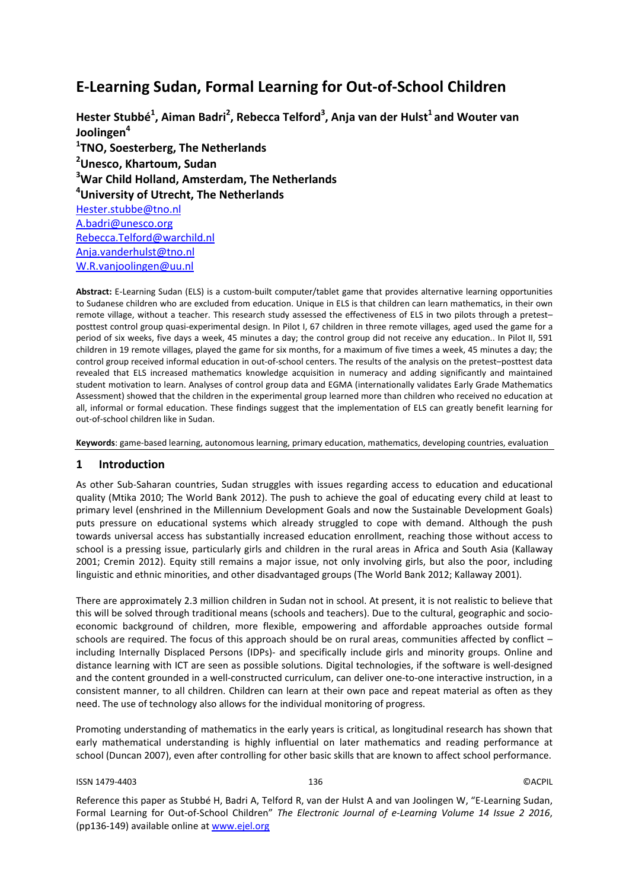# E-Learning Sudan, Formal Learning for Out-of-School Children

**Hester Stubbé[1], Aiman Badri[2], Rebecca Telford[3], Anja van der Hulst[1] and Wouter van Joolingen[4]**

**[1]TNO, Soesterberg, The Netherlands**
**[2]Unesco, Khartoum, Sudan**
**[3]War Child Holland, Amsterdam, The Netherlands**
**[4]University of Utrecht, The Netherlands**

Hester.stubbe@tno.nl
A.badri@unesco.org
Rebecca.Telford@warchild.nl
Anja.vanderhulst@tno.nl
W.R.vanjoolingen@uu.nl

**Abstract:** E-Learning Sudan (ELS) is a custom-built computer/tablet game that provides alternative learning opportunities to Sudanese children who are excluded from education. Unique in ELS is that children can learn mathematics, in their own remote village, without a teacher. This research study assessed the effectiveness of ELS in two pilots through a pretest–posttest control group quasi-experimental design. In Pilot I, 67 children in three remote villages, aged used the game for a period of six weeks, five days a week, 45 minutes a day; the control group did not receive any education.. In Pilot II, 591 children in 19 remote villages, played the game for six months, for a maximum of five times a week, 45 minutes a day; the control group received informal education in out-of-school centers. The results of the analysis on the pretest–posttest data revealed that ELS increased mathematics knowledge acquisition in numeracy and adding significantly and maintained student motivation to learn. Analyses of control group data and EGMA (internationally validates Early Grade Mathematics Assessment) showed that the children in the experimental group learned more than children who received no education at all, informal or formal education. These findings suggest that the implementation of ELS can greatly benefit learning for out-of-school children like in Sudan.

**Keywords**: game-based learning, autonomous learning, primary education, mathematics, developing countries, evaluation

## 1 Introduction

As other Sub-Saharan countries, Sudan struggles with issues regarding access to education and educational quality (Mtika 2010; The World Bank 2012). The push to achieve the goal of educating every child at least to primary level (enshrined in the Millennium Development Goals and now the Sustainable Development Goals) puts pressure on educational systems which already struggled to cope with demand. Although the push towards universal access has substantially increased education enrollment, reaching those without access to school is a pressing issue, particularly girls and children in the rural areas in Africa and South Asia (Kallaway 2001; Cremin 2012). Equity still remains a major issue, not only involving girls, but also the poor, including linguistic and ethnic minorities, and other disadvantaged groups (The World Bank 2012; Kallaway 2001).

There are approximately 2.3 million children in Sudan not in school. At present, it is not realistic to believe that this will be solved through traditional means (schools and teachers). Due to the cultural, geographic and socio-economic background of children, more flexible, empowering and affordable approaches outside formal schools are required. The focus of this approach should be on rural areas, communities affected by conflict – including Internally Displaced Persons (IDPs)- and specifically include girls and minority groups. Online and distance learning with ICT are seen as possible solutions. Digital technologies, if the software is well-designed and the content grounded in a well-constructed curriculum, can deliver one-to-one interactive instruction, in a consistent manner, to all children. Children can learn at their own pace and repeat material as often as they need. The use of technology also allows for the individual monitoring of progress.

Promoting understanding of mathematics in the early years is critical, as longitudinal research has shown that early mathematical understanding is highly influential on later mathematics and reading performance at school (Duncan 2007), even after controlling for other basic skills that are known to affect school performance.

Reference this paper as Stubbé H, Badri A, Telford R, van der Hulst A and van Joolingen W, "E-Learning Sudan, Formal Learning for Out-of-School Children" *The Electronic Journal of e-Learning Volume 14 Issue 2 2016*, (pp136-149) available online at www.ejel.org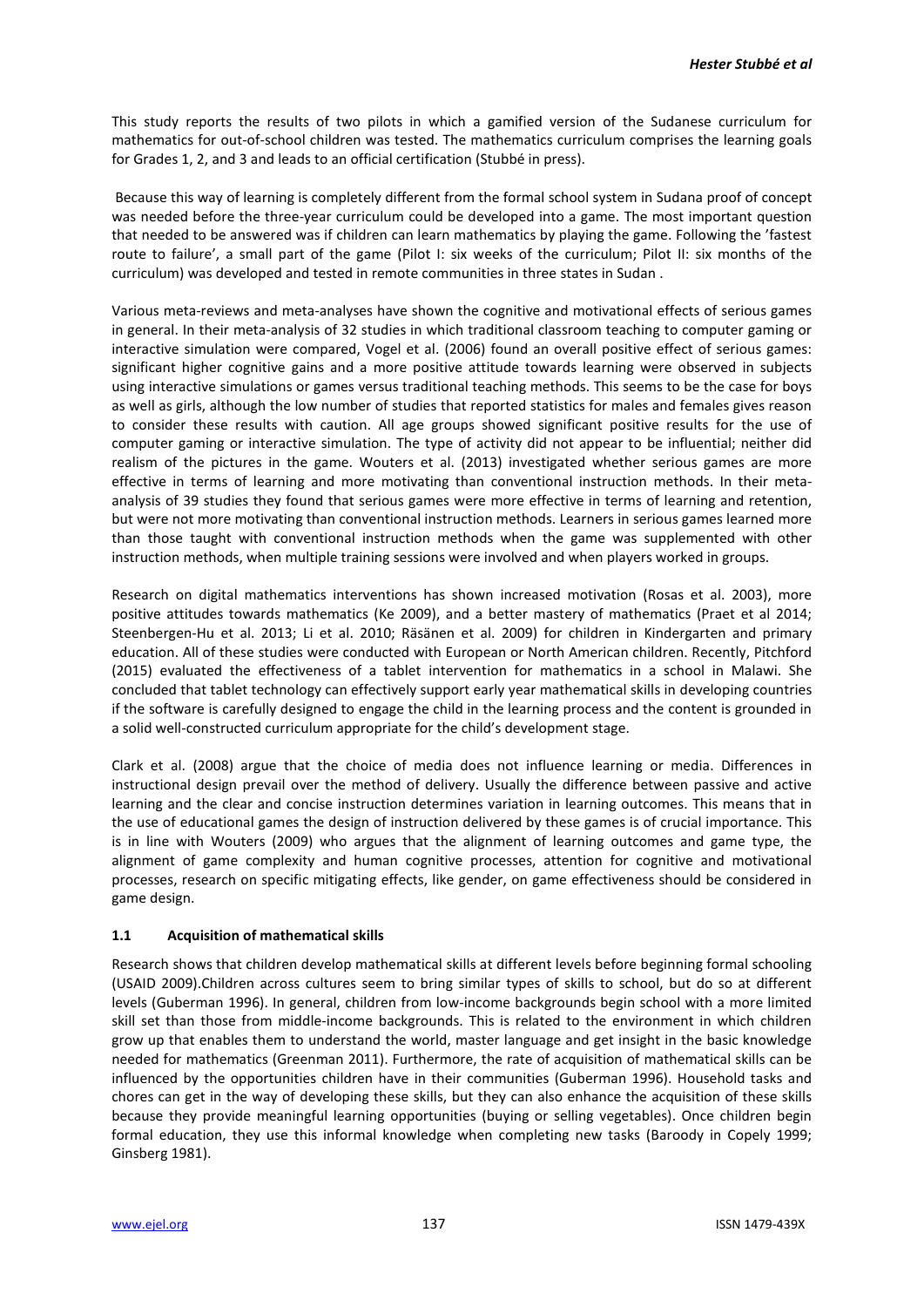This study reports the results of two pilots in which a gamified version of the Sudanese curriculum for mathematics for out-of-school children was tested. The mathematics curriculum comprises the learning goals for Grades 1, 2, and 3 and leads to an official certification (Stubbé in press).

Because this way of learning is completely different from the formal school system in Sudana proof of concept was needed before the three-year curriculum could be developed into a game. The most important question that needed to be answered was if children can learn mathematics by playing the game. Following the 'fastest route to failure', a small part of the game (Pilot I: six weeks of the curriculum; Pilot II: six months of the curriculum) was developed and tested in remote communities in three states in Sudan .

Various meta-reviews and meta-analyses have shown the cognitive and motivational effects of serious games in general. In their meta-analysis of 32 studies in which traditional classroom teaching to computer gaming or interactive simulation were compared, Vogel et al. (2006) found an overall positive effect of serious games: significant higher cognitive gains and a more positive attitude towards learning were observed in subjects using interactive simulations or games versus traditional teaching methods. This seems to be the case for boys as well as girls, although the low number of studies that reported statistics for males and females gives reason to consider these results with caution. All age groups showed significant positive results for the use of computer gaming or interactive simulation. The type of activity did not appear to be influential; neither did realism of the pictures in the game. Wouters et al. (2013) investigated whether serious games are more effective in terms of learning and more motivating than conventional instruction methods. In their meta-analysis of 39 studies they found that serious games were more effective in terms of learning and retention, but were not more motivating than conventional instruction methods. Learners in serious games learned more than those taught with conventional instruction methods when the game was supplemented with other instruction methods, when multiple training sessions were involved and when players worked in groups.

Research on digital mathematics interventions has shown increased motivation (Rosas et al. 2003), more positive attitudes towards mathematics (Ke 2009), and a better mastery of mathematics (Praet et al 2014; Steenbergen-Hu et al. 2013; Li et al. 2010; Räsänen et al. 2009) for children in Kindergarten and primary education. All of these studies were conducted with European or North American children. Recently, Pitchford (2015) evaluated the effectiveness of a tablet intervention for mathematics in a school in Malawi. She concluded that tablet technology can effectively support early year mathematical skills in developing countries if the software is carefully designed to engage the child in the learning process and the content is grounded in a solid well-constructed curriculum appropriate for the child's development stage.

Clark et al. (2008) argue that the choice of media does not influence learning or media. Differences in instructional design prevail over the method of delivery. Usually the difference between passive and active learning and the clear and concise instruction determines variation in learning outcomes. This means that in the use of educational games the design of instruction delivered by these games is of crucial importance. This is in line with Wouters (2009) who argues that the alignment of learning outcomes and game type, the alignment of game complexity and human cognitive processes, attention for cognitive and motivational processes, research on specific mitigating effects, like gender, on game effectiveness should be considered in game design.

### 1.1 Acquisition of mathematical skills

Research shows that children develop mathematical skills at different levels before beginning formal schooling (USAID 2009).Children across cultures seem to bring similar types of skills to school, but do so at different levels (Guberman 1996). In general, children from low-income backgrounds begin school with a more limited skill set than those from middle-income backgrounds. This is related to the environment in which children grow up that enables them to understand the world, master language and get insight in the basic knowledge needed for mathematics (Greenman 2011). Furthermore, the rate of acquisition of mathematical skills can be influenced by the opportunities children have in their communities (Guberman 1996). Household tasks and chores can get in the way of developing these skills, but they can also enhance the acquisition of these skills because they provide meaningful learning opportunities (buying or selling vegetables). Once children begin formal education, they use this informal knowledge when completing new tasks (Baroody in Copely 1999; Ginsberg 1981).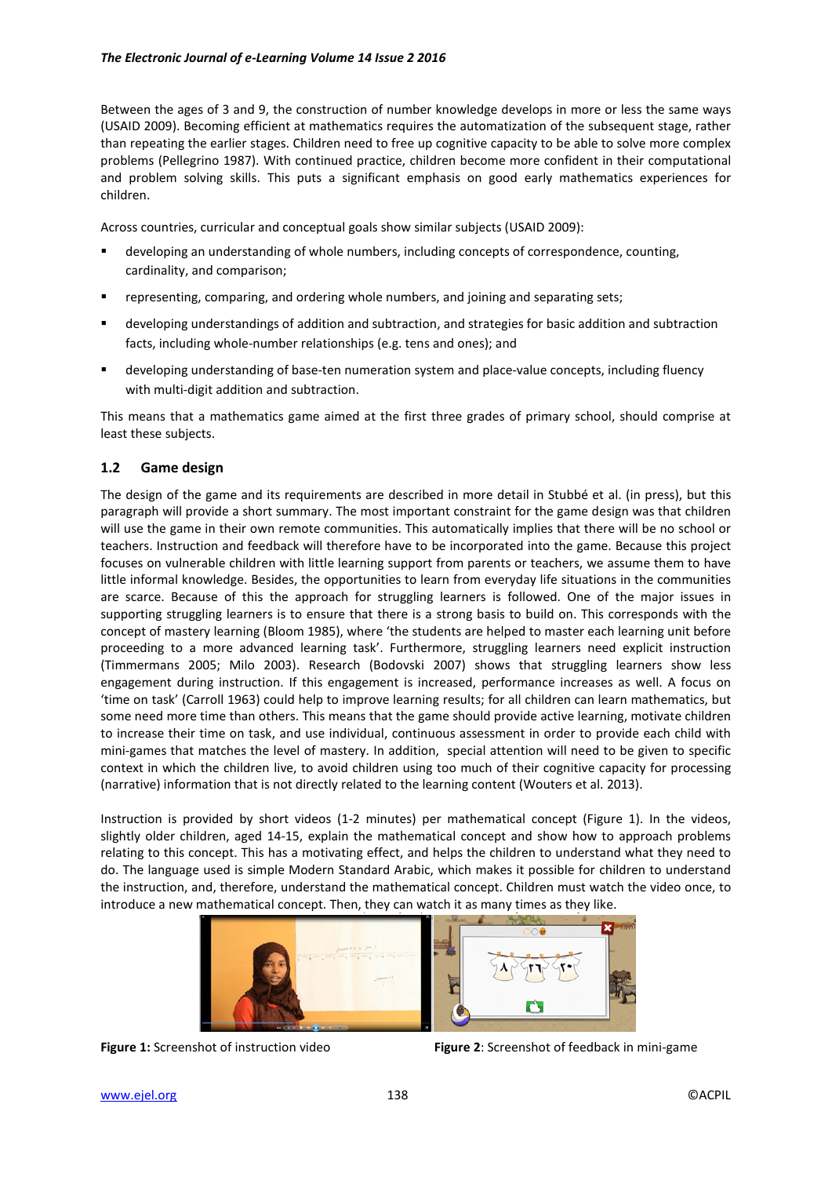Between the ages of 3 and 9, the construction of number knowledge develops in more or less the same ways (USAID 2009). Becoming efficient at mathematics requires the automatization of the subsequent stage, rather than repeating the earlier stages. Children need to free up cognitive capacity to be able to solve more complex problems (Pellegrino 1987). With continued practice, children become more confident in their computational and problem solving skills. This puts a significant emphasis on good early mathematics experiences for children.

Across countries, curricular and conceptual goals show similar subjects (USAID 2009):

- developing an understanding of whole numbers, including concepts of correspondence, counting, cardinality, and comparison;
- representing, comparing, and ordering whole numbers, and joining and separating sets;
- developing understandings of addition and subtraction, and strategies for basic addition and subtraction facts, including whole-number relationships (e.g. tens and ones); and
- developing understanding of base-ten numeration system and place-value concepts, including fluency with multi-digit addition and subtraction.

This means that a mathematics game aimed at the first three grades of primary school, should comprise at least these subjects.

## 1.2 Game design

The design of the game and its requirements are described in more detail in Stubbé et al. (in press), but this paragraph will provide a short summary. The most important constraint for the game design was that children will use the game in their own remote communities. This automatically implies that there will be no school or teachers. Instruction and feedback will therefore have to be incorporated into the game. Because this project focuses on vulnerable children with little learning support from parents or teachers, we assume them to have little informal knowledge. Besides, the opportunities to learn from everyday life situations in the communities are scarce. Because of this the approach for struggling learners is followed. One of the major issues in supporting struggling learners is to ensure that there is a strong basis to build on. This corresponds with the concept of mastery learning (Bloom 1985), where 'the students are helped to master each learning unit before proceeding to a more advanced learning task'. Furthermore, struggling learners need explicit instruction (Timmermans 2005; Milo 2003). Research (Bodovski 2007) shows that struggling learners show less engagement during instruction. If this engagement is increased, performance increases as well. A focus on 'time on task' (Carroll 1963) could help to improve learning results; for all children can learn mathematics, but some need more time than others. This means that the game should provide active learning, motivate children to increase their time on task, and use individual, continuous assessment in order to provide each child with mini-games that matches the level of mastery. In addition, special attention will need to be given to specific context in which the children live, to avoid children using too much of their cognitive capacity for processing (narrative) information that is not directly related to the learning content (Wouters et al. 2013).

Instruction is provided by short videos (1-2 minutes) per mathematical concept (Figure 1). In the videos, slightly older children, aged 14-15, explain the mathematical concept and show how to approach problems relating to this concept. This has a motivating effect, and helps the children to understand what they need to do. The language used is simple Modern Standard Arabic, which makes it possible for children to understand the instruction, and, therefore, understand the mathematical concept. Children must watch the video once, to introduce a new mathematical concept. Then, they can watch it as many times as they like.

**Figure 1:** Screenshot of instruction video

**Figure 2**: Screenshot of feedback in mini-game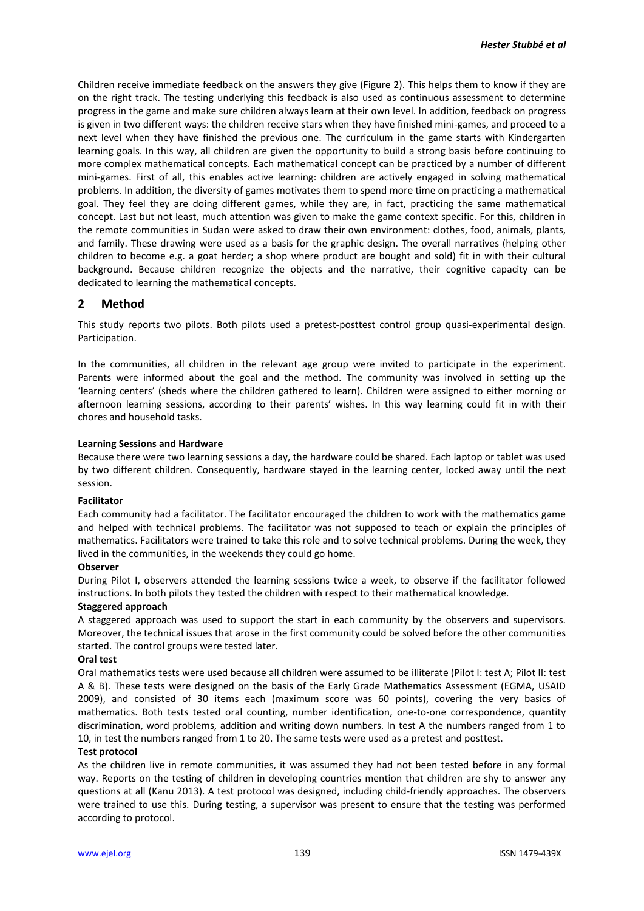Children receive immediate feedback on the answers they give (Figure 2). This helps them to know if they are on the right track. The testing underlying this feedback is also used as continuous assessment to determine progress in the game and make sure children always learn at their own level. In addition, feedback on progress is given in two different ways: the children receive stars when they have finished mini-games, and proceed to a next level when they have finished the previous one. The curriculum in the game starts with Kindergarten learning goals. In this way, all children are given the opportunity to build a strong basis before continuing to more complex mathematical concepts. Each mathematical concept can be practiced by a number of different mini-games. First of all, this enables active learning: children are actively engaged in solving mathematical problems. In addition, the diversity of games motivates them to spend more time on practicing a mathematical goal. They feel they are doing different games, while they are, in fact, practicing the same mathematical concept. Last but not least, much attention was given to make the game context specific. For this, children in the remote communities in Sudan were asked to draw their own environment: clothes, food, animals, plants, and family. These drawing were used as a basis for the graphic design. The overall narratives (helping other children to become e.g. a goat herder; a shop where product are bought and sold) fit in with their cultural background. Because children recognize the objects and the narrative, their cognitive capacity can be dedicated to learning the mathematical concepts.

## 2 Method

This study reports two pilots. Both pilots used a pretest-posttest control group quasi-experimental design. Participation.

In the communities, all children in the relevant age group were invited to participate in the experiment. Parents were informed about the goal and the method. The community was involved in setting up the 'learning centers' (sheds where the children gathered to learn). Children were assigned to either morning or afternoon learning sessions, according to their parents' wishes. In this way learning could fit in with their chores and household tasks.

**Learning Sessions and Hardware**

Because there were two learning sessions a day, the hardware could be shared. Each laptop or tablet was used by two different children. Consequently, hardware stayed in the learning center, locked away until the next session.

**Facilitator**

Each community had a facilitator. The facilitator encouraged the children to work with the mathematics game and helped with technical problems. The facilitator was not supposed to teach or explain the principles of mathematics. Facilitators were trained to take this role and to solve technical problems. During the week, they lived in the communities, in the weekends they could go home.

**Observer**

During Pilot I, observers attended the learning sessions twice a week, to observe if the facilitator followed instructions. In both pilots they tested the children with respect to their mathematical knowledge.

**Staggered approach**

A staggered approach was used to support the start in each community by the observers and supervisors. Moreover, the technical issues that arose in the first community could be solved before the other communities started. The control groups were tested later.

**Oral test**

Oral mathematics tests were used because all children were assumed to be illiterate (Pilot I: test A; Pilot II: test A & B). These tests were designed on the basis of the Early Grade Mathematics Assessment (EGMA, USAID 2009), and consisted of 30 items each (maximum score was 60 points), covering the very basics of mathematics. Both tests tested oral counting, number identification, one-to-one correspondence, quantity discrimination, word problems, addition and writing down numbers. In test A the numbers ranged from 1 to 10, in test the numbers ranged from 1 to 20. The same tests were used as a pretest and posttest.

**Test protocol**

As the children live in remote communities, it was assumed they had not been tested before in any formal way. Reports on the testing of children in developing countries mention that children are shy to answer any questions at all (Kanu 2013). A test protocol was designed, including child-friendly approaches. The observers were trained to use this. During testing, a supervisor was present to ensure that the testing was performed according to protocol.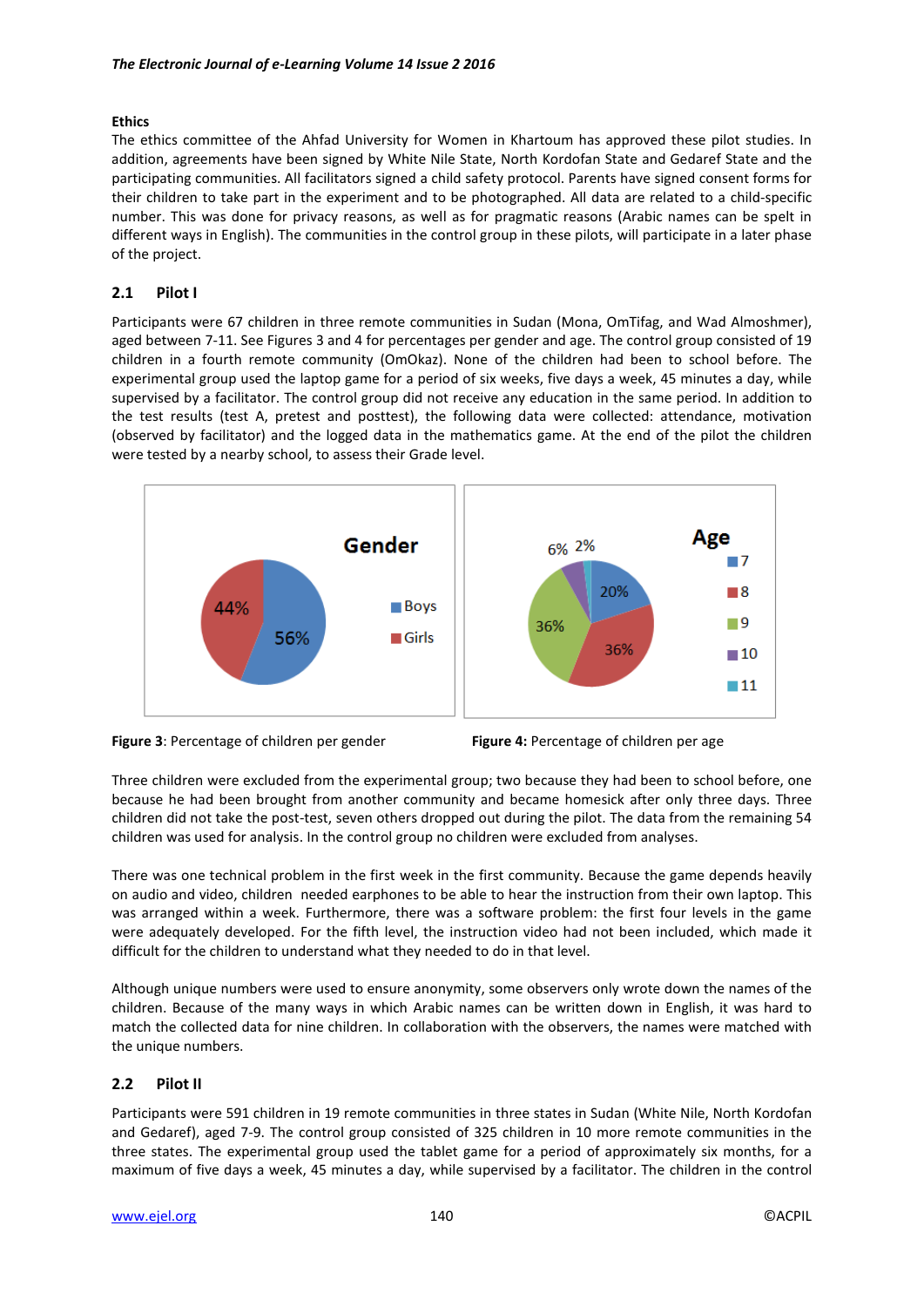**Ethics**

The ethics committee of the Ahfad University for Women in Khartoum has approved these pilot studies. In addition, agreements have been signed by White Nile State, North Kordofan State and Gedaref State and the participating communities. All facilitators signed a child safety protocol. Parents have signed consent forms for their children to take part in the experiment and to be photographed. All data are related to a child-specific number. This was done for privacy reasons, as well as for pragmatic reasons (Arabic names can be spelt in different ways in English). The communities in the control group in these pilots, will participate in a later phase of the project.

## 2.1 Pilot I

Participants were 67 children in three remote communities in Sudan (Mona, OmTifag, and Wad Almoshmer), aged between 7-11. See Figures 3 and 4 for percentages per gender and age. The control group consisted of 19 children in a fourth remote community (OmOkaz). None of the children had been to school before. The experimental group used the laptop game for a period of six weeks, five days a week, 45 minutes a day, while supervised by a facilitator. The control group did not receive any education in the same period. In addition to the test results (test A, pretest and posttest), the following data were collected: attendance, motivation (observed by facilitator) and the logged data in the mathematics game. At the end of the pilot the children were tested by a nearby school, to assess their Grade level.

**Figure 3**: Percentage of children per gender

**Figure 4:** Percentage of children per age

Three children were excluded from the experimental group; two because they had been to school before, one because he had been brought from another community and became homesick after only three days. Three children did not take the post-test, seven others dropped out during the pilot. The data from the remaining 54 children was used for analysis. In the control group no children were excluded from analyses.

There was one technical problem in the first week in the first community. Because the game depends heavily on audio and video, children needed earphones to be able to hear the instruction from their own laptop. This was arranged within a week. Furthermore, there was a software problem: the first four levels in the game were adequately developed. For the fifth level, the instruction video had not been included, which made it difficult for the children to understand what they needed to do in that level.

Although unique numbers were used to ensure anonymity, some observers only wrote down the names of the children. Because of the many ways in which Arabic names can be written down in English, it was hard to match the collected data for nine children. In collaboration with the observers, the names were matched with the unique numbers.

## 2.2 Pilot II

Participants were 591 children in 19 remote communities in three states in Sudan (White Nile, North Kordofan and Gedaref), aged 7-9. The control group consisted of 325 children in 10 more remote communities in the three states. The experimental group used the tablet game for a period of approximately six months, for a maximum of five days a week, 45 minutes a day, while supervised by a facilitator. The children in the control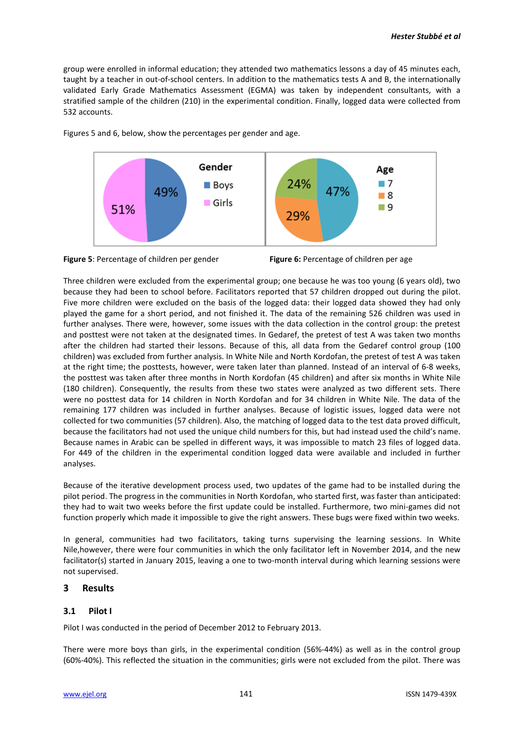group were enrolled in informal education; they attended two mathematics lessons a day of 45 minutes each, taught by a teacher in out-of-school centers. In addition to the mathematics tests A and B, the internationally validated Early Grade Mathematics Assessment (EGMA) was taken by independent consultants, with a stratified sample of the children (210) in the experimental condition. Finally, logged data were collected from 532 accounts.

Figures 5 and 6, below, show the percentages per gender and age.

**Figure 5**: Percentage of children per gender

**Figure 6:** Percentage of children per age

Three children were excluded from the experimental group; one because he was too young (6 years old), two because they had been to school before. Facilitators reported that 57 children dropped out during the pilot. Five more children were excluded on the basis of the logged data: their logged data showed they had only played the game for a short period, and not finished it. The data of the remaining 526 children was used in further analyses. There were, however, some issues with the data collection in the control group: the pretest and posttest were not taken at the designated times. In Gedaref, the pretest of test A was taken two months after the children had started their lessons. Because of this, all data from the Gedaref control group (100 children) was excluded from further analysis. In White Nile and North Kordofan, the pretest of test A was taken at the right time; the posttests, however, were taken later than planned. Instead of an interval of 6-8 weeks, the posttest was taken after three months in North Kordofan (45 children) and after six months in White Nile (180 children). Consequently, the results from these two states were analyzed as two different sets. There were no posttest data for 14 children in North Kordofan and for 34 children in White Nile. The data of the remaining 177 children was included in further analyses. Because of logistic issues, logged data were not collected for two communities (57 children). Also, the matching of logged data to the test data proved difficult, because the facilitators had not used the unique child numbers for this, but had instead used the child's name. Because names in Arabic can be spelled in different ways, it was impossible to match 23 files of logged data. For 449 of the children in the experimental condition logged data were available and included in further analyses.

Because of the iterative development process used, two updates of the game had to be installed during the pilot period. The progress in the communities in North Kordofan, who started first, was faster than anticipated: they had to wait two weeks before the first update could be installed. Furthermore, two mini-games did not function properly which made it impossible to give the right answers. These bugs were fixed within two weeks.

In general, communities had two facilitators, taking turns supervising the learning sessions. In White Nile,however, there were four communities in which the only facilitator left in November 2014, and the new facilitator(s) started in January 2015, leaving a one to two-month interval during which learning sessions were not supervised.

## 3 Results

### 3.1 Pilot I

Pilot I was conducted in the period of December 2012 to February 2013.

There were more boys than girls, in the experimental condition (56%-44%) as well as in the control group (60%-40%). This reflected the situation in the communities; girls were not excluded from the pilot. There was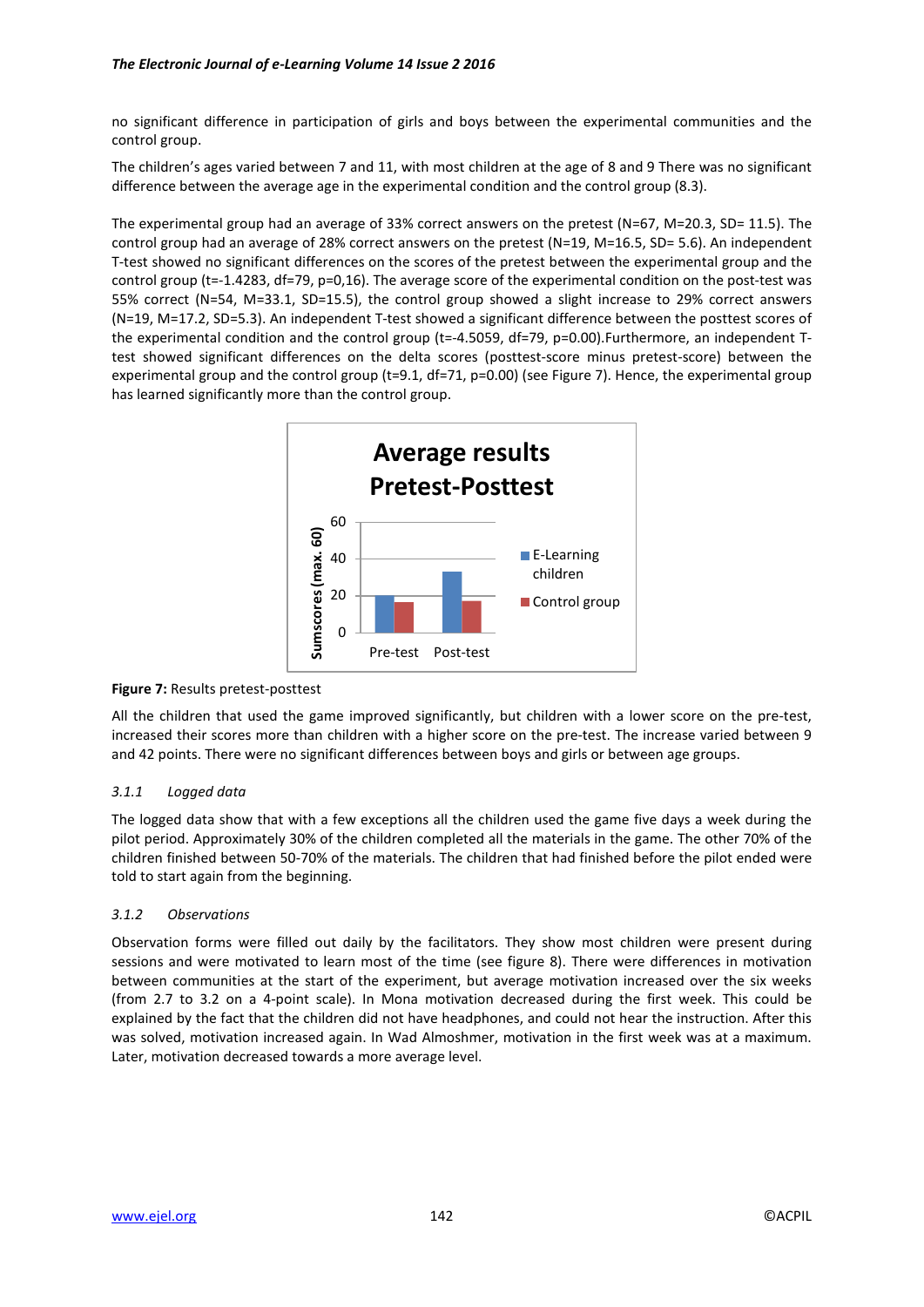no significant difference in participation of girls and boys between the experimental communities and the control group.

The children's ages varied between 7 and 11, with most children at the age of 8 and 9 There was no significant difference between the average age in the experimental condition and the control group (8.3).

The experimental group had an average of 33% correct answers on the pretest (N=67, M=20.3, SD= 11.5). The control group had an average of 28% correct answers on the pretest (N=19, M=16.5, SD= 5.6). An independent T-test showed no significant differences on the scores of the pretest between the experimental group and the control group (t=-1.4283, df=79, p=0,16). The average score of the experimental condition on the post-test was 55% correct (N=54, M=33.1, SD=15.5), the control group showed a slight increase to 29% correct answers (N=19, M=17.2, SD=5.3). An independent T-test showed a significant difference between the posttest scores of the experimental condition and the control group (t=-4.5059, df=79, p=0.00).Furthermore, an independent T-test showed significant differences on the delta scores (posttest-score minus pretest-score) between the experimental group and the control group (t=9.1, df=71, p=0.00) (see Figure 7). Hence, the experimental group has learned significantly more than the control group.

**Figure 7:** Results pretest-posttest

All the children that used the game improved significantly, but children with a lower score on the pre-test, increased their scores more than children with a higher score on the pre-test. The increase varied between 9 and 42 points. There were no significant differences between boys and girls or between age groups.

### *3.1.1 Logged data*

The logged data show that with a few exceptions all the children used the game five days a week during the pilot period. Approximately 30% of the children completed all the materials in the game. The other 70% of the children finished between 50-70% of the materials. The children that had finished before the pilot ended were told to start again from the beginning.

### *3.1.2 Observations*

Observation forms were filled out daily by the facilitators. They show most children were present during sessions and were motivated to learn most of the time (see figure 8). There were differences in motivation between communities at the start of the experiment, but average motivation increased over the six weeks (from 2.7 to 3.2 on a 4-point scale). In Mona motivation decreased during the first week. This could be explained by the fact that the children did not have headphones, and could not hear the instruction. After this was solved, motivation increased again. In Wad Almoshmer, motivation in the first week was at a maximum. Later, motivation decreased towards a more average level.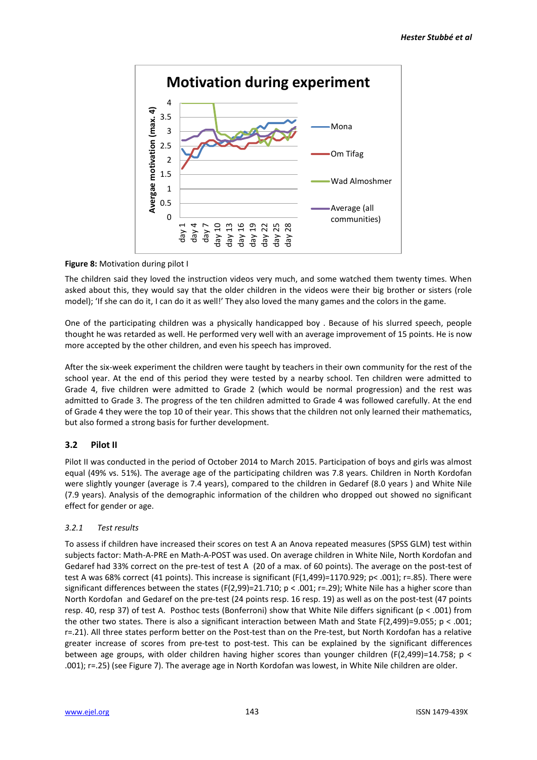**Figure 8:** Motivation during pilot I

The children said they loved the instruction videos very much, and some watched them twenty times. When asked about this, they would say that the older children in the videos were their big brother or sisters (role model); 'If she can do it, I can do it as well!' They also loved the many games and the colors in the game.

One of the participating children was a physically handicapped boy . Because of his slurred speech, people thought he was retarded as well. He performed very well with an average improvement of 15 points. He is now more accepted by the other children, and even his speech has improved.

After the six-week experiment the children were taught by teachers in their own community for the rest of the school year. At the end of this period they were tested by a nearby school. Ten children were admitted to Grade 4, five children were admitted to Grade 2 (which would be normal progression) and the rest was admitted to Grade 3. The progress of the ten children admitted to Grade 4 was followed carefully. At the end of Grade 4 they were the top 10 of their year. This shows that the children not only learned their mathematics, but also formed a strong basis for further development.

## 3.2 Pilot II

Pilot II was conducted in the period of October 2014 to March 2015. Participation of boys and girls was almost equal (49% vs. 51%). The average age of the participating children was 7.8 years. Children in North Kordofan were slightly younger (average is 7.4 years), compared to the children in Gedaref (8.0 years ) and White Nile (7.9 years). Analysis of the demographic information of the children who dropped out showed no significant effect for gender or age.

### *3.2.1 Test results*

To assess if children have increased their scores on test A an Anova repeated measures (SPSS GLM) test within subjects factor: Math-A-PRE en Math-A-POST was used. On average children in White Nile, North Kordofan and Gedaref had 33% correct on the pre-test of test A (20 of a max. of 60 points). The average on the post-test of test A was 68% correct (41 points). This increase is significant ($F(1,499)=1170.929$; $p< .001$); $r=.85$). There were significant differences between the states ($F(2,99)=21.710$; $p < .001$; $r=.29$); White Nile has a higher score than North Kordofan and Gedaref on the pre-test (24 points resp. 16 resp. 19) as well as on the post-test (47 points resp. 40, resp 37) of test A. Posthoc tests (Bonferroni) show that White Nile differs significant ($p < .001$) from the other two states. There is also a significant interaction between Math and State $F(2,499)=9.055$; $p < .001$; $r=.21$). All three states perform better on the Post-test than on the Pre-test, but North Kordofan has a relative greater increase of scores from pre-test to post-test. This can be explained by the significant differences between age groups, with older children having higher scores than younger children ($F(2,499)=14.758$; $p < .001$); $r=.25$) (see Figure 7). The average age in North Kordofan was lowest, in White Nile children are older.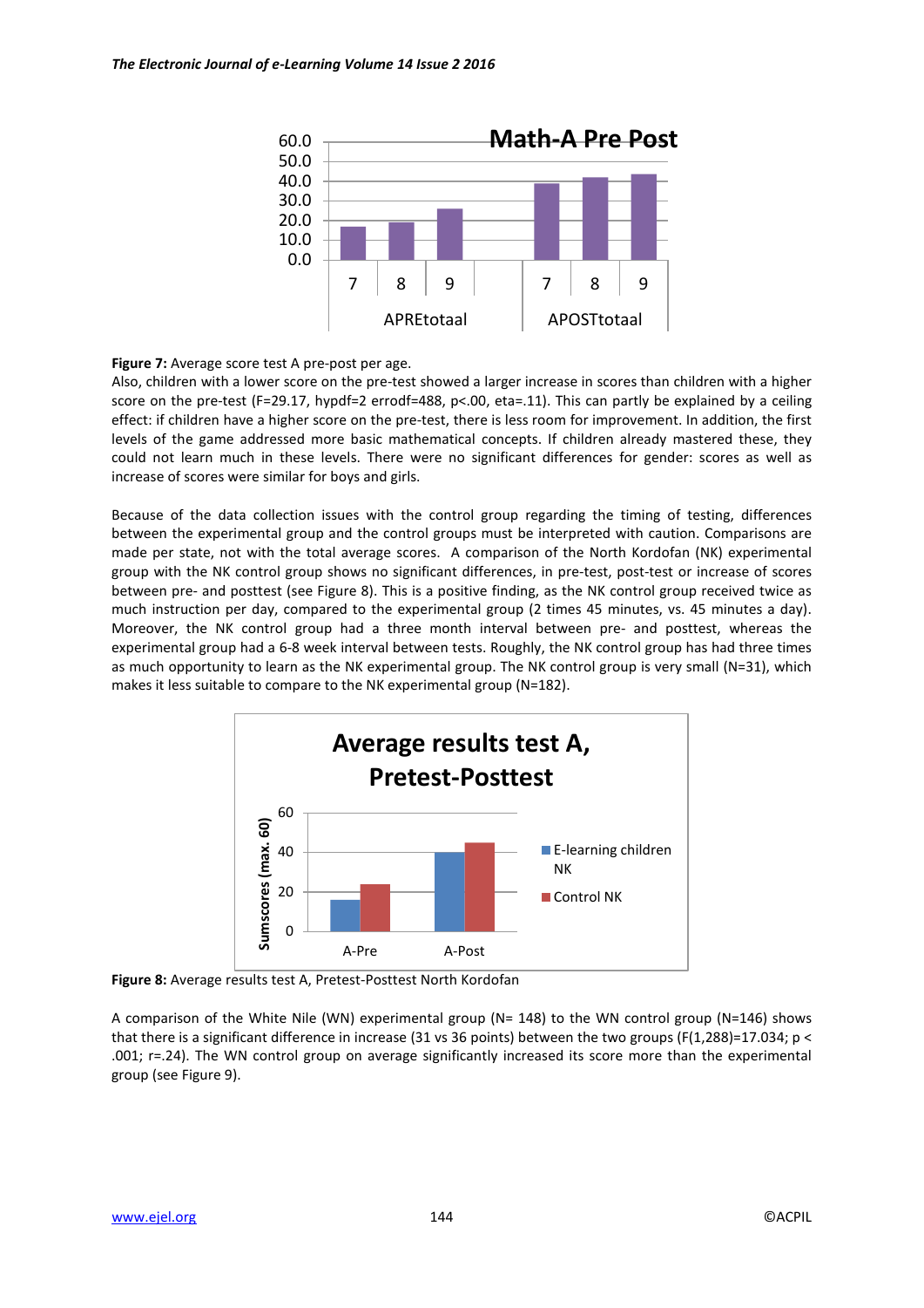**Figure 7:** Average score test A pre-post per age.

Also, children with a lower score on the pre-test showed a larger increase in scores than children with a higher score on the pre-test (F=29.17, hypdf=2 errodf=488, p<.00, eta=.11). This can partly be explained by a ceiling effect: if children have a higher score on the pre-test, there is less room for improvement. In addition, the first levels of the game addressed more basic mathematical concepts. If children already mastered these, they could not learn much in these levels. There were no significant differences for gender: scores as well as increase of scores were similar for boys and girls.

Because of the data collection issues with the control group regarding the timing of testing, differences between the experimental group and the control groups must be interpreted with caution. Comparisons are made per state, not with the total average scores. A comparison of the North Kordofan (NK) experimental group with the NK control group shows no significant differences, in pre-test, post-test or increase of scores between pre- and posttest (see Figure 8). This is a positive finding, as the NK control group received twice as much instruction per day, compared to the experimental group (2 times 45 minutes, vs. 45 minutes a day). Moreover, the NK control group had a three month interval between pre- and posttest, whereas the experimental group had a 6-8 week interval between tests. Roughly, the NK control group has had three times as much opportunity to learn as the NK experimental group. The NK control group is very small (N=31), which makes it less suitable to compare to the NK experimental group (N=182).

**Figure 8:** Average results test A, Pretest-Posttest North Kordofan

A comparison of the White Nile (WN) experimental group (N= 148) to the WN control group (N=146) shows that there is a significant difference in increase (31 vs 36 points) between the two groups (F(1,288)=17.034; p < .001; r=.24). The WN control group on average significantly increased its score more than the experimental group (see Figure 9).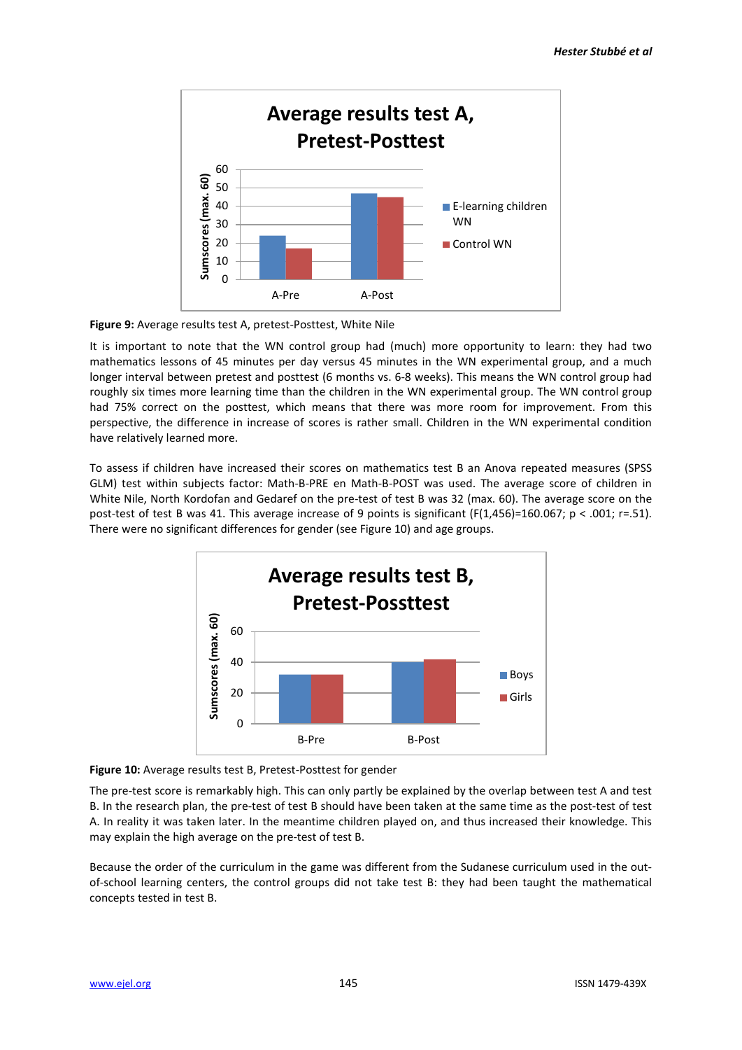**Figure 9:** Average results test A, pretest-Posttest, White Nile

It is important to note that the WN control group had (much) more opportunity to learn: they had two mathematics lessons of 45 minutes per day versus 45 minutes in the WN experimental group, and a much longer interval between pretest and posttest (6 months vs. 6-8 weeks). This means the WN control group had roughly six times more learning time than the children in the WN experimental group. The WN control group had 75% correct on the posttest, which means that there was more room for improvement. From this perspective, the difference in increase of scores is rather small. Children in the WN experimental condition have relatively learned more.

To assess if children have increased their scores on mathematics test B an Anova repeated measures (SPSS GLM) test within subjects factor: Math-B-PRE en Math-B-POST was used. The average score of children in White Nile, North Kordofan and Gedaref on the pre-test of test B was 32 (max. 60). The average score on the post-test of test B was 41. This average increase of 9 points is significant ($F(1,456)=160.067$; $p < .001$; $r=.51$). There were no significant differences for gender (see Figure 10) and age groups.

**Figure 10:** Average results test B, Pretest-Posttest for gender

The pre-test score is remarkably high. This can only partly be explained by the overlap between test A and test B. In the research plan, the pre-test of test B should have been taken at the same time as the post-test of test A. In reality it was taken later. In the meantime children played on, and thus increased their knowledge. This may explain the high average on the pre-test of test B.

Because the order of the curriculum in the game was different from the Sudanese curriculum used in the out-of-school learning centers, the control groups did not take test B: they had been taught the mathematical concepts tested in test B.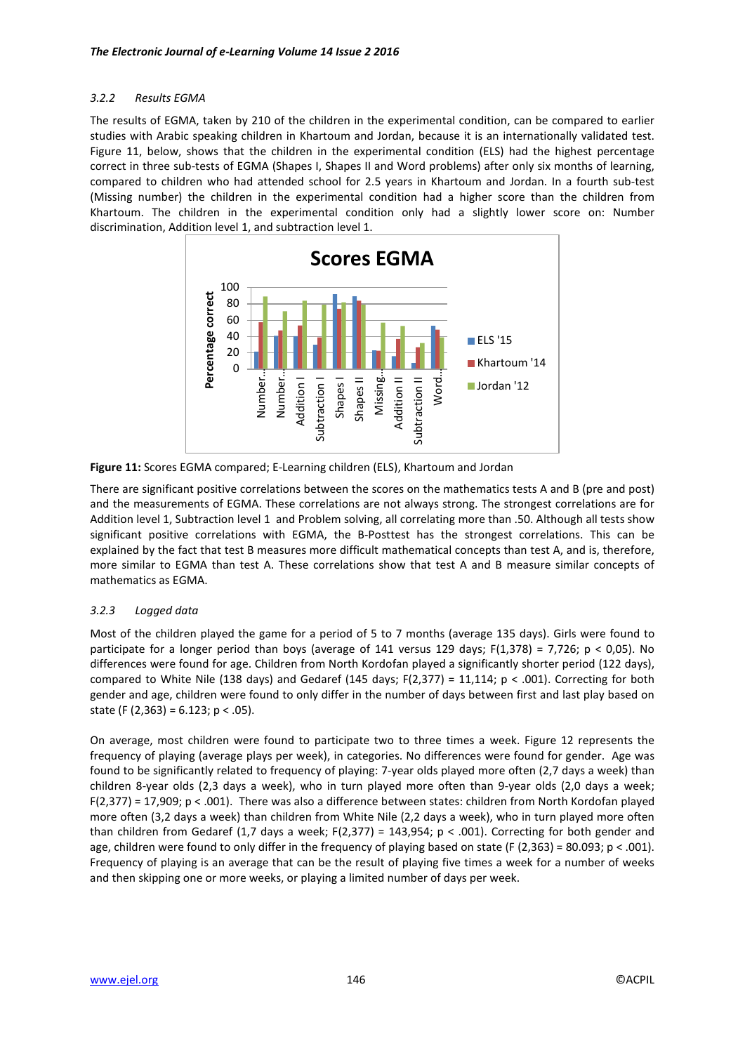### *3.2.2 Results EGMA*

The results of EGMA, taken by 210 of the children in the experimental condition, can be compared to earlier studies with Arabic speaking children in Khartoum and Jordan, because it is an internationally validated test. Figure 11, below, shows that the children in the experimental condition (ELS) had the highest percentage correct in three sub-tests of EGMA (Shapes I, Shapes II and Word problems) after only six months of learning, compared to children who had attended school for 2.5 years in Khartoum and Jordan. In a fourth sub-test (Missing number) the children in the experimental condition had a higher score than the children from Khartoum. The children in the experimental condition only had a slightly lower score on: Number discrimination, Addition level 1, and subtraction level 1.

**Figure 11:** Scores EGMA compared; E-Learning children (ELS), Khartoum and Jordan

There are significant positive correlations between the scores on the mathematics tests A and B (pre and post) and the measurements of EGMA. These correlations are not always strong. The strongest correlations are for Addition level 1, Subtraction level 1 and Problem solving, all correlating more than .50. Although all tests show significant positive correlations with EGMA, the B-Posttest has the strongest correlations. This can be explained by the fact that test B measures more difficult mathematical concepts than test A, and is, therefore, more similar to EGMA than test A. These correlations show that test A and B measure similar concepts of mathematics as EGMA.

### *3.2.3 Logged data*

Most of the children played the game for a period of 5 to 7 months (average 135 days). Girls were found to participate for a longer period than boys (average of 141 versus 129 days; $F(1,378) = 7{,}726$; $p < 0{,}05$). No differences were found for age. Children from North Kordofan played a significantly shorter period (122 days), compared to White Nile (138 days) and Gedaref (145 days; $F(2,377) = 11{,}114$; $p < .001$). Correcting for both gender and age, children were found to only differ in the number of days between first and last play based on state ($F(2,363) = 6.123$; $p < .05$).

On average, most children were found to participate two to three times a week. Figure 12 represents the frequency of playing (average plays per week), in categories. No differences were found for gender. Age was found to be significantly related to frequency of playing: 7-year olds played more often (2,7 days a week) than children 8-year olds (2,3 days a week), who in turn played more often than 9-year olds (2,0 days a week; $F(2,377) = 17{,}909$; $p < .001$). There was also a difference between states: children from North Kordofan played more often (3,2 days a week) than children from White Nile (2,2 days a week), who in turn played more often than children from Gedaref (1,7 days a week; $F(2,377) = 143{,}954$; $p < .001$). Correcting for both gender and age, children were found to only differ in the frequency of playing based on state ($F(2,363) = 80.093$; $p < .001$). Frequency of playing is an average that can be the result of playing five times a week for a number of weeks and then skipping one or more weeks, or playing a limited number of days per week.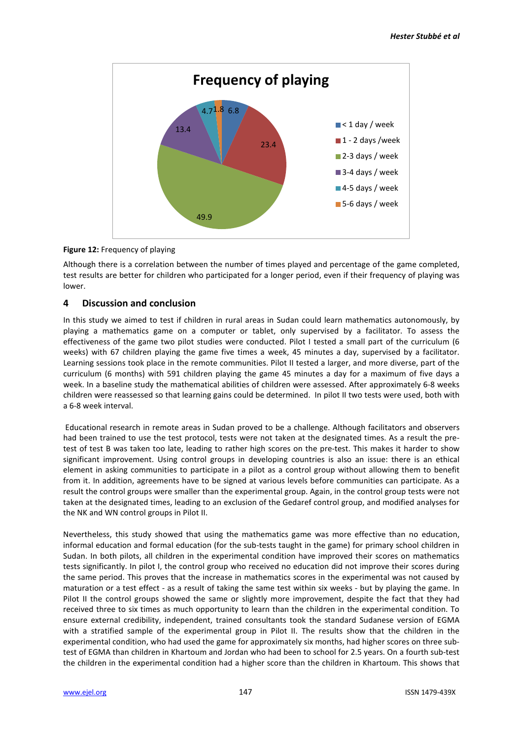**Figure 12:** Frequency of playing

Although there is a correlation between the number of times played and percentage of the game completed, test results are better for children who participated for a longer period, even if their frequency of playing was lower.

## 4 Discussion and conclusion

In this study we aimed to test if children in rural areas in Sudan could learn mathematics autonomously, by playing a mathematics game on a computer or tablet, only supervised by a facilitator. To assess the effectiveness of the game two pilot studies were conducted. Pilot I tested a small part of the curriculum (6 weeks) with 67 children playing the game five times a week, 45 minutes a day, supervised by a facilitator. Learning sessions took place in the remote communities. Pilot II tested a larger, and more diverse, part of the curriculum (6 months) with 591 children playing the game 45 minutes a day for a maximum of five days a week. In a baseline study the mathematical abilities of children were assessed. After approximately 6-8 weeks children were reassessed so that learning gains could be determined. In pilot II two tests were used, both with a 6-8 week interval.

Educational research in remote areas in Sudan proved to be a challenge. Although facilitators and observers had been trained to use the test protocol, tests were not taken at the designated times. As a result the pre-test of test B was taken too late, leading to rather high scores on the pre-test. This makes it harder to show significant improvement. Using control groups in developing countries is also an issue: there is an ethical element in asking communities to participate in a pilot as a control group without allowing them to benefit from it. In addition, agreements have to be signed at various levels before communities can participate. As a result the control groups were smaller than the experimental group. Again, in the control group tests were not taken at the designated times, leading to an exclusion of the Gedaref control group, and modified analyses for the NK and WN control groups in Pilot II.

Nevertheless, this study showed that using the mathematics game was more effective than no education, informal education and formal education (for the sub-tests taught in the game) for primary school children in Sudan. In both pilots, all children in the experimental condition have improved their scores on mathematics tests significantly. In pilot I, the control group who received no education did not improve their scores during the same period. This proves that the increase in mathematics scores in the experimental was not caused by maturation or a test effect - as a result of taking the same test within six weeks - but by playing the game. In Pilot II the control groups showed the same or slightly more improvement, despite the fact that they had received three to six times as much opportunity to learn than the children in the experimental condition. To ensure external credibility, independent, trained consultants took the standard Sudanese version of EGMA with a stratified sample of the experimental group in Pilot II. The results show that the children in the experimental condition, who had used the game for approximately six months, had higher scores on three sub-test of EGMA than children in Khartoum and Jordan who had been to school for 2.5 years. On a fourth sub-test the children in the experimental condition had a higher score than the children in Khartoum. This shows that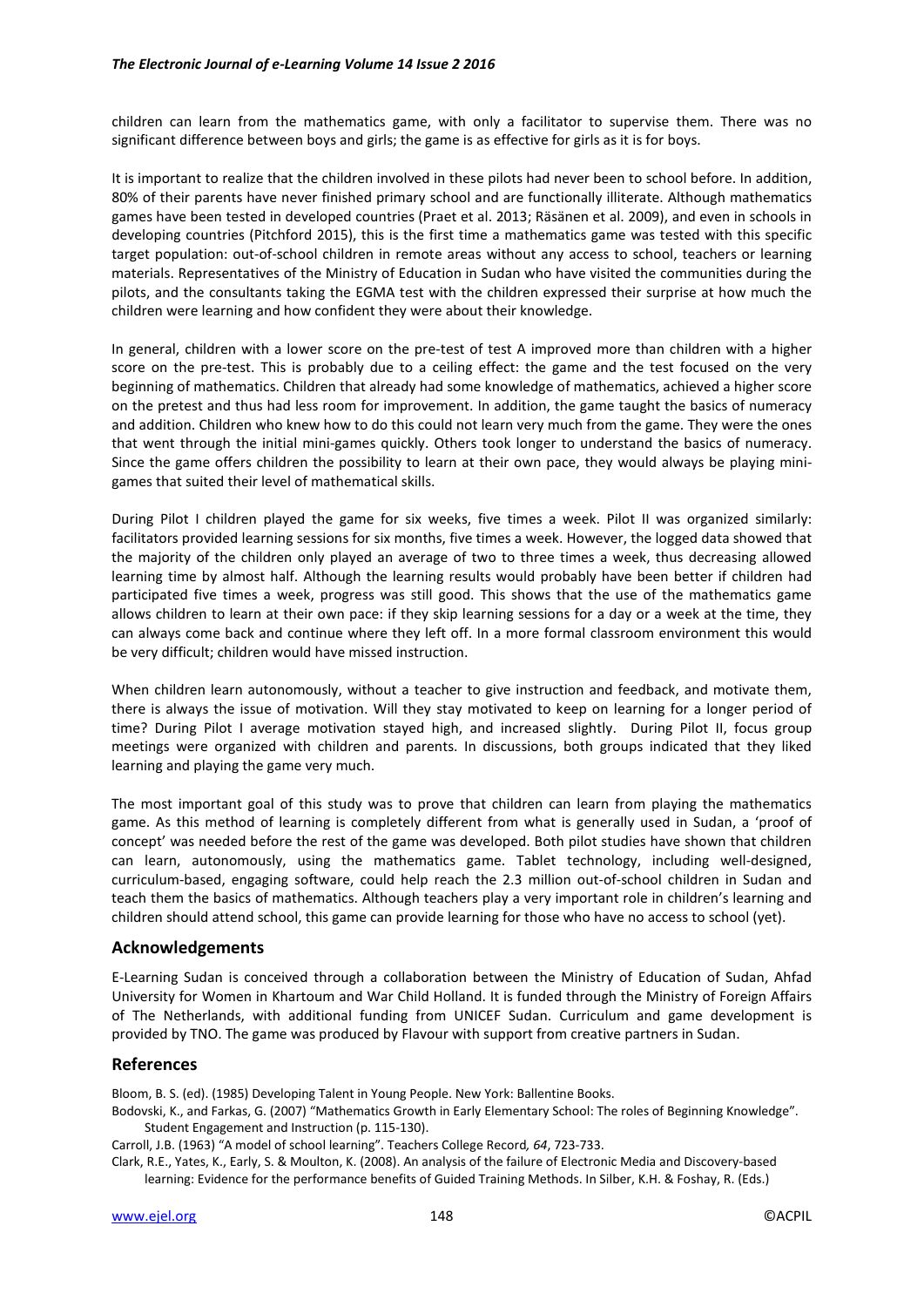children can learn from the mathematics game, with only a facilitator to supervise them. There was no significant difference between boys and girls; the game is as effective for girls as it is for boys.

It is important to realize that the children involved in these pilots had never been to school before. In addition, 80% of their parents have never finished primary school and are functionally illiterate. Although mathematics games have been tested in developed countries (Praet et al. 2013; Räsänen et al. 2009), and even in schools in developing countries (Pitchford 2015), this is the first time a mathematics game was tested with this specific target population: out-of-school children in remote areas without any access to school, teachers or learning materials. Representatives of the Ministry of Education in Sudan who have visited the communities during the pilots, and the consultants taking the EGMA test with the children expressed their surprise at how much the children were learning and how confident they were about their knowledge.

In general, children with a lower score on the pre-test of test A improved more than children with a higher score on the pre-test. This is probably due to a ceiling effect: the game and the test focused on the very beginning of mathematics. Children that already had some knowledge of mathematics, achieved a higher score on the pretest and thus had less room for improvement. In addition, the game taught the basics of numeracy and addition. Children who knew how to do this could not learn very much from the game. They were the ones that went through the initial mini-games quickly. Others took longer to understand the basics of numeracy. Since the game offers children the possibility to learn at their own pace, they would always be playing mini-games that suited their level of mathematical skills.

During Pilot I children played the game for six weeks, five times a week. Pilot II was organized similarly: facilitators provided learning sessions for six months, five times a week. However, the logged data showed that the majority of the children only played an average of two to three times a week, thus decreasing allowed learning time by almost half. Although the learning results would probably have been better if children had participated five times a week, progress was still good. This shows that the use of the mathematics game allows children to learn at their own pace: if they skip learning sessions for a day or a week at the time, they can always come back and continue where they left off. In a more formal classroom environment this would be very difficult; children would have missed instruction.

When children learn autonomously, without a teacher to give instruction and feedback, and motivate them, there is always the issue of motivation. Will they stay motivated to keep on learning for a longer period of time? During Pilot I average motivation stayed high, and increased slightly. During Pilot II, focus group meetings were organized with children and parents. In discussions, both groups indicated that they liked learning and playing the game very much.

The most important goal of this study was to prove that children can learn from playing the mathematics game. As this method of learning is completely different from what is generally used in Sudan, a 'proof of concept' was needed before the rest of the game was developed. Both pilot studies have shown that children can learn, autonomously, using the mathematics game. Tablet technology, including well-designed, curriculum-based, engaging software, could help reach the 2.3 million out-of-school children in Sudan and teach them the basics of mathematics. Although teachers play a very important role in children's learning and children should attend school, this game can provide learning for those who have no access to school (yet).

## Acknowledgements

E-Learning Sudan is conceived through a collaboration between the Ministry of Education of Sudan, Ahfad University for Women in Khartoum and War Child Holland. It is funded through the Ministry of Foreign Affairs of The Netherlands, with additional funding from UNICEF Sudan. Curriculum and game development is provided by TNO. The game was produced by Flavour with support from creative partners in Sudan.

## References

Bloom, B. S. (ed). (1985) Developing Talent in Young People. New York: Ballentine Books.

Bodovski, K., and Farkas, G. (2007) "Mathematics Growth in Early Elementary School: The roles of Beginning Knowledge". Student Engagement and Instruction (p. 115-130).

Carroll, J.B. (1963) "A model of school learning". Teachers College Record, *64*, 723-733.

Clark, R.E., Yates, K., Early, S. & Moulton, K. (2008). An analysis of the failure of Electronic Media and Discovery-based learning: Evidence for the performance benefits of Guided Training Methods. In Silber, K.H. & Foshay, R. (Eds.)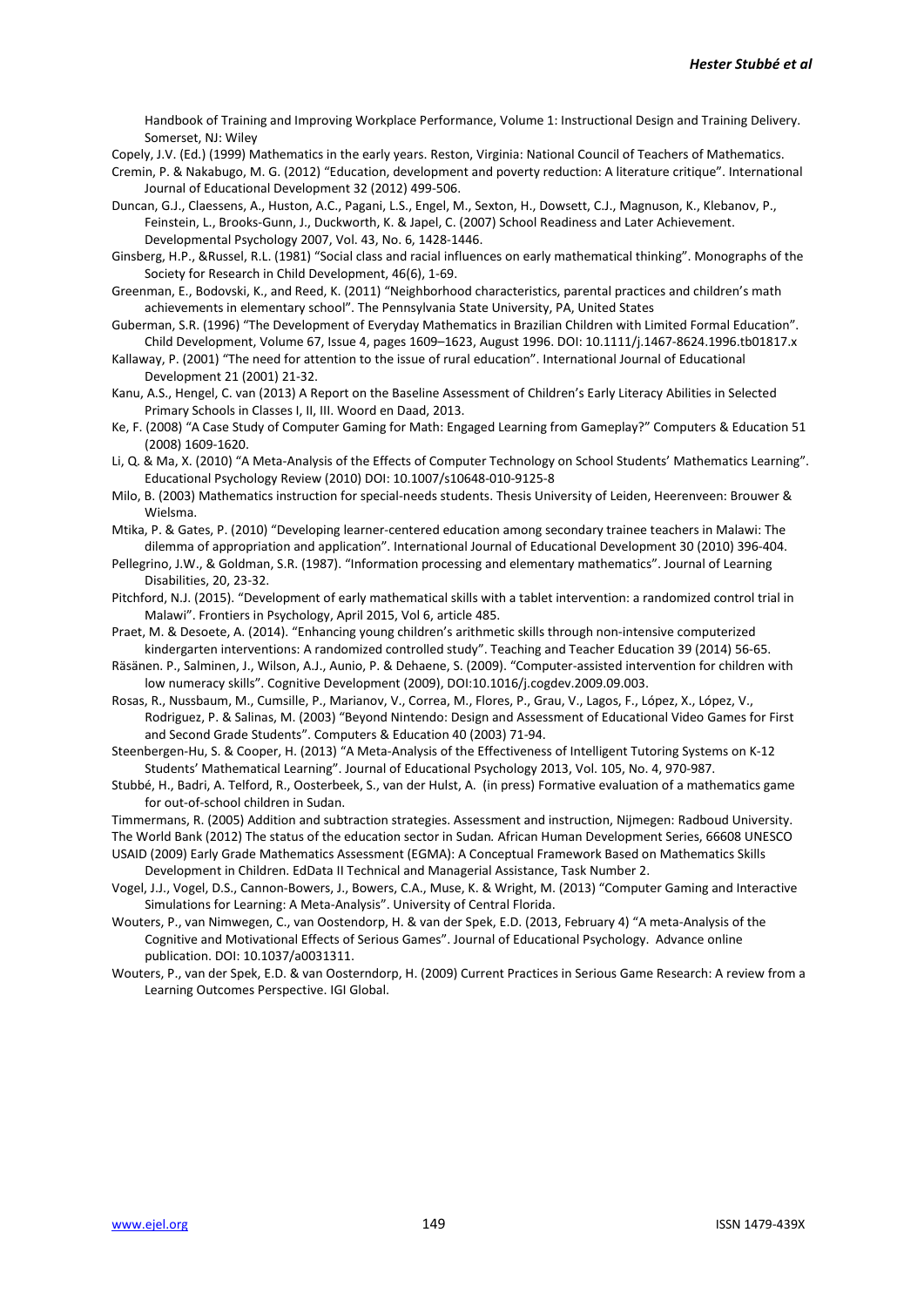Handbook of Training and Improving Workplace Performance, Volume 1: Instructional Design and Training Delivery. Somerset, NJ: Wiley

Copely, J.V. (Ed.) (1999) Mathematics in the early years. Reston, Virginia: National Council of Teachers of Mathematics.

Cremin, P. & Nakabugo, M. G. (2012) "Education, development and poverty reduction: A literature critique". International Journal of Educational Development 32 (2012) 499-506.

Duncan, G.J., Claessens, A., Huston, A.C., Pagani, L.S., Engel, M., Sexton, H., Dowsett, C.J., Magnuson, K., Klebanov, P., Feinstein, L., Brooks-Gunn, J., Duckworth, K. & Japel, C. (2007) School Readiness and Later Achievement. Developmental Psychology 2007, Vol. 43, No. 6, 1428-1446.

Ginsberg, H.P., &Russel, R.L. (1981) "Social class and racial influences on early mathematical thinking". Monographs of the Society for Research in Child Development, 46(6), 1-69.

Greenman, E., Bodovski, K., and Reed, K. (2011) "Neighborhood characteristics, parental practices and children's math achievements in elementary school". The Pennsylvania State University, PA, United States

Guberman, S.R. (1996) "The Development of Everyday Mathematics in Brazilian Children with Limited Formal Education". Child Development, Volume 67, Issue 4, pages 1609–1623, August 1996. DOI: 10.1111/j.1467-8624.1996.tb01817.x

Kallaway, P. (2001) "The need for attention to the issue of rural education". International Journal of Educational Development 21 (2001) 21-32.

Kanu, A.S., Hengel, C. van (2013) A Report on the Baseline Assessment of Children's Early Literacy Abilities in Selected Primary Schools in Classes I, II, III. Woord en Daad, 2013.

Ke, F. (2008) "A Case Study of Computer Gaming for Math: Engaged Learning from Gameplay?" Computers & Education 51 (2008) 1609-1620.

Li, Q. & Ma, X. (2010) "A Meta-Analysis of the Effects of Computer Technology on School Students' Mathematics Learning". Educational Psychology Review (2010) DOI: 10.1007/s10648-010-9125-8

Milo, B. (2003) Mathematics instruction for special-needs students. Thesis University of Leiden, Heerenveen: Brouwer & Wielsma.

Mtika, P. & Gates, P. (2010) "Developing learner-centered education among secondary trainee teachers in Malawi: The dilemma of appropriation and application". International Journal of Educational Development 30 (2010) 396-404.

Pellegrino, J.W., & Goldman, S.R. (1987). "Information processing and elementary mathematics". Journal of Learning Disabilities, 20, 23-32.

Pitchford, N.J. (2015). "Development of early mathematical skills with a tablet intervention: a randomized control trial in Malawi". Frontiers in Psychology, April 2015, Vol 6, article 485.

Praet, M. & Desoete, A. (2014). "Enhancing young children's arithmetic skills through non-intensive computerized kindergarten interventions: A randomized controlled study". Teaching and Teacher Education 39 (2014) 56-65.

Räsänen. P., Salminen, J., Wilson, A.J., Aunio, P. & Dehaene, S. (2009). "Computer-assisted intervention for children with low numeracy skills". Cognitive Development (2009), DOI:10.1016/j.cogdev.2009.09.003.

Rosas, R., Nussbaum, M., Cumsille, P., Marianov, V., Correa, M., Flores, P., Grau, V., Lagos, F., López, X., López, V., Rodriguez, P. & Salinas, M. (2003) "Beyond Nintendo: Design and Assessment of Educational Video Games for First and Second Grade Students". Computers & Education 40 (2003) 71-94.

Steenbergen-Hu, S. & Cooper, H. (2013) "A Meta-Analysis of the Effectiveness of Intelligent Tutoring Systems on K-12 Students' Mathematical Learning". Journal of Educational Psychology 2013, Vol. 105, No. 4, 970-987.

Stubbé, H., Badri, A. Telford, R., Oosterbeek, S., van der Hulst, A. (in press) Formative evaluation of a mathematics game for out-of-school children in Sudan.

Timmermans, R. (2005) Addition and subtraction strategies. Assessment and instruction, Nijmegen: Radboud University.

The World Bank (2012) The status of the education sector in Sudan*.* African Human Development Series, 66608 UNESCO

USAID (2009) Early Grade Mathematics Assessment (EGMA): A Conceptual Framework Based on Mathematics Skills Development in Children. EdData II Technical and Managerial Assistance, Task Number 2.

Vogel, J.J., Vogel, D.S., Cannon-Bowers, J., Bowers, C.A., Muse, K. & Wright, M. (2013) "Computer Gaming and Interactive Simulations for Learning: A Meta-Analysis". University of Central Florida.

Wouters, P., van Nimwegen, C., van Oostendorp, H. & van der Spek, E.D. (2013, February 4) "A meta-Analysis of the Cognitive and Motivational Effects of Serious Games". Journal of Educational Psychology. Advance online publication. DOI: 10.1037/a0031311.

Wouters, P., van der Spek, E.D. & van Oosterndorp, H. (2009) Current Practices in Serious Game Research: A review from a Learning Outcomes Perspective. IGI Global.